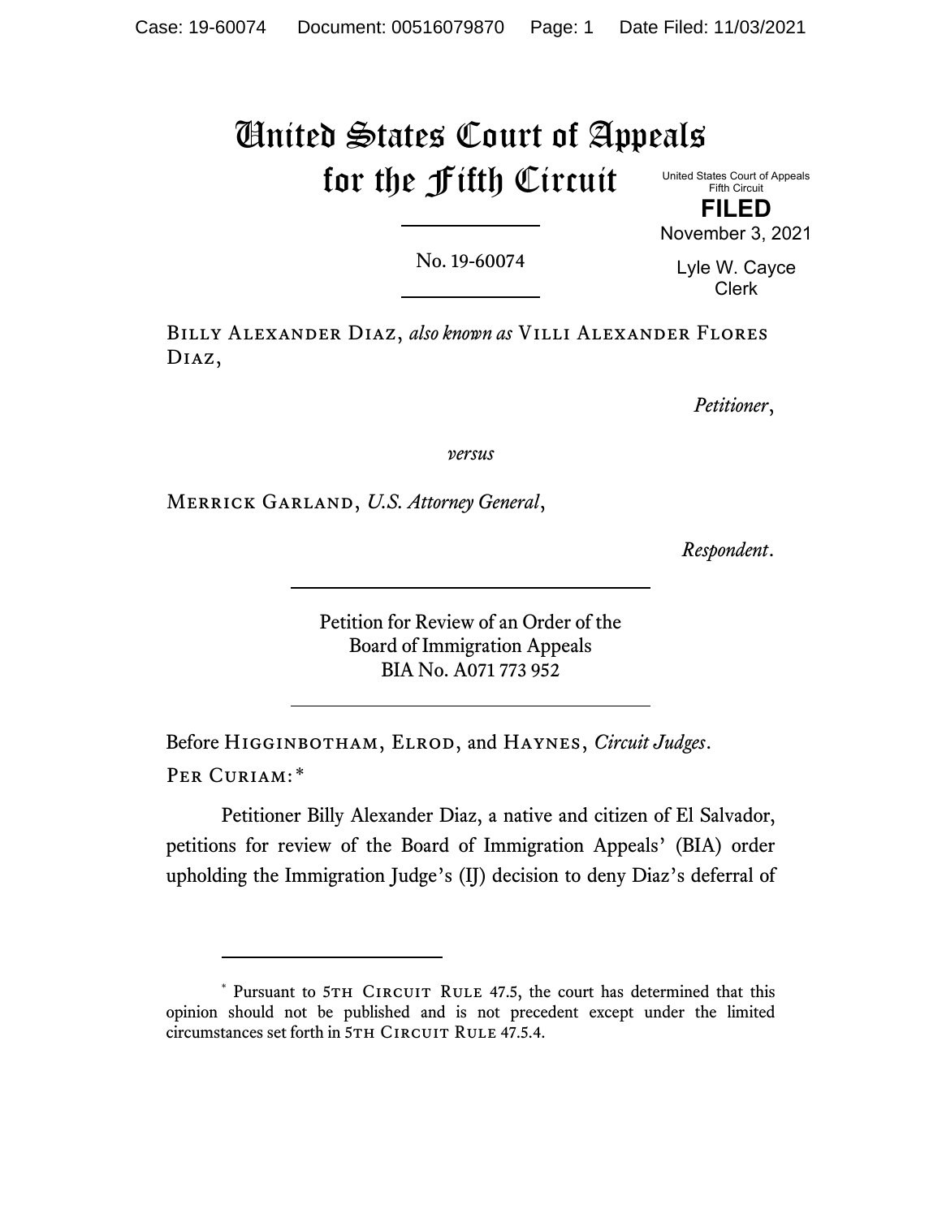# United States Court of Appeals for the Fifth Circuit

United States Court of Appeals
Fifth Circuit

**FILED**

November 3, 2021

Lyle W. Cayce
Clerk

---

No. 19-60074

---

Billy Alexander Diaz, *also known as* Villi Alexander Flores Diaz,

*Petitioner*,

*versus*

Merrick Garland, *U.S. Attorney General*,

*Respondent*.

---

Petition for Review of an Order of the
Board of Immigration Appeals
BIA No. A071 773 952

---

Before Higginbotham, Elrod, and Haynes, *Circuit Judges*.

Per Curiam:*

Petitioner Billy Alexander Diaz, a native and citizen of El Salvador, petitions for review of the Board of Immigration Appeals' (BIA) order upholding the Immigration Judge's (IJ) decision to deny Diaz's deferral of

---

\* Pursuant to 5th Circuit Rule 47.5, the court has determined that this opinion should not be published and is not precedent except under the limited circumstances set forth in 5th Circuit Rule 47.5.4.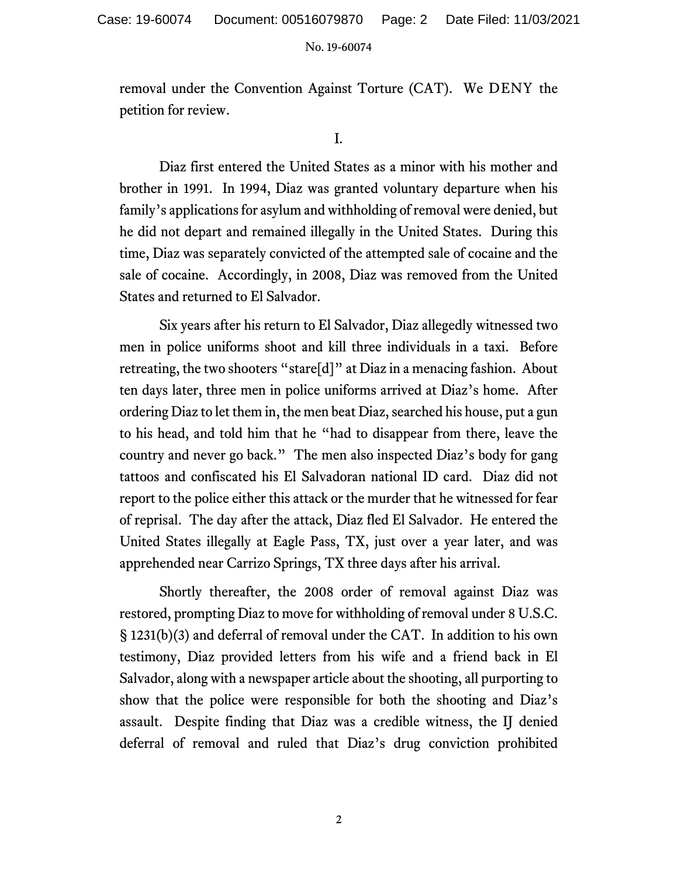removal under the Convention Against Torture (CAT). We DENY the petition for review.

I.

Diaz first entered the United States as a minor with his mother and brother in 1991. In 1994, Diaz was granted voluntary departure when his family's applications for asylum and withholding of removal were denied, but he did not depart and remained illegally in the United States. During this time, Diaz was separately convicted of the attempted sale of cocaine and the sale of cocaine. Accordingly, in 2008, Diaz was removed from the United States and returned to El Salvador.

Six years after his return to El Salvador, Diaz allegedly witnessed two men in police uniforms shoot and kill three individuals in a taxi. Before retreating, the two shooters "stare[d]" at Diaz in a menacing fashion. About ten days later, three men in police uniforms arrived at Diaz's home. After ordering Diaz to let them in, the men beat Diaz, searched his house, put a gun to his head, and told him that he "had to disappear from there, leave the country and never go back." The men also inspected Diaz's body for gang tattoos and confiscated his El Salvadoran national ID card. Diaz did not report to the police either this attack or the murder that he witnessed for fear of reprisal. The day after the attack, Diaz fled El Salvador. He entered the United States illegally at Eagle Pass, TX, just over a year later, and was apprehended near Carrizo Springs, TX three days after his arrival.

Shortly thereafter, the 2008 order of removal against Diaz was restored, prompting Diaz to move for withholding of removal under 8 U.S.C. § 1231(b)(3) and deferral of removal under the CAT. In addition to his own testimony, Diaz provided letters from his wife and a friend back in El Salvador, along with a newspaper article about the shooting, all purporting to show that the police were responsible for both the shooting and Diaz's assault. Despite finding that Diaz was a credible witness, the IJ denied deferral of removal and ruled that Diaz's drug conviction prohibited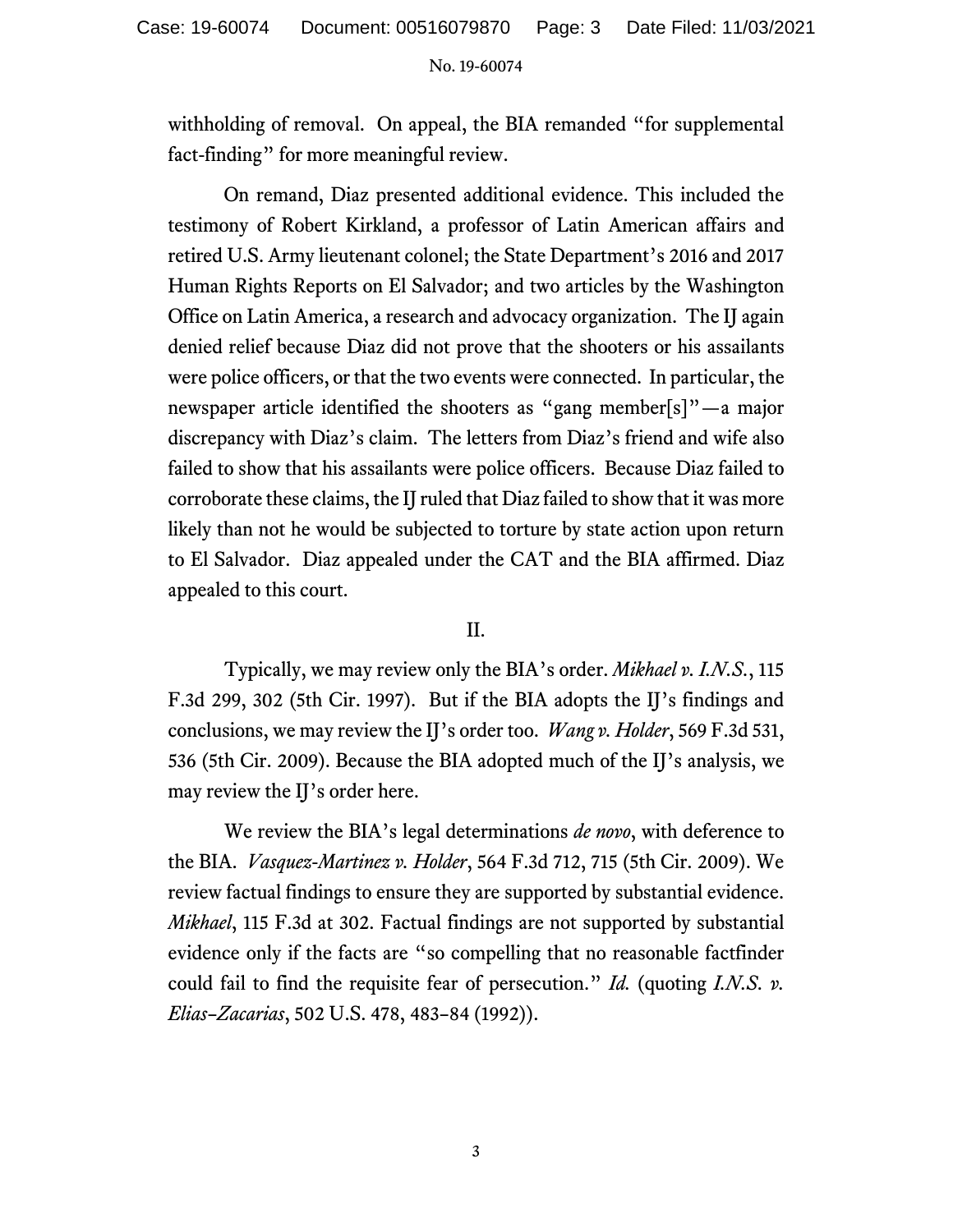withholding of removal. On appeal, the BIA remanded "for supplemental fact-finding" for more meaningful review.

On remand, Diaz presented additional evidence. This included the testimony of Robert Kirkland, a professor of Latin American affairs and retired U.S. Army lieutenant colonel; the State Department's 2016 and 2017 Human Rights Reports on El Salvador; and two articles by the Washington Office on Latin America, a research and advocacy organization. The IJ again denied relief because Diaz did not prove that the shooters or his assailants were police officers, or that the two events were connected. In particular, the newspaper article identified the shooters as "gang member[s]"—a major discrepancy with Diaz's claim. The letters from Diaz's friend and wife also failed to show that his assailants were police officers. Because Diaz failed to corroborate these claims, the IJ ruled that Diaz failed to show that it was more likely than not he would be subjected to torture by state action upon return to El Salvador. Diaz appealed under the CAT and the BIA affirmed. Diaz appealed to this court.

## II.

Typically, we may review only the BIA's order. *Mikhael v. I.N.S.*, 115 F.3d 299, 302 (5th Cir. 1997). But if the BIA adopts the IJ's findings and conclusions, we may review the IJ's order too. *Wang v. Holder*, 569 F.3d 531, 536 (5th Cir. 2009). Because the BIA adopted much of the IJ's analysis, we may review the IJ's order here.

We review the BIA's legal determinations *de novo*, with deference to the BIA. *Vasquez-Martinez v. Holder*, 564 F.3d 712, 715 (5th Cir. 2009). We review factual findings to ensure they are supported by substantial evidence. *Mikhael*, 115 F.3d at 302. Factual findings are not supported by substantial evidence only if the facts are "so compelling that no reasonable factfinder could fail to find the requisite fear of persecution." *Id.* (quoting *I.N.S. v. Elias-Zacarias*, 502 U.S. 478, 483–84 (1992)).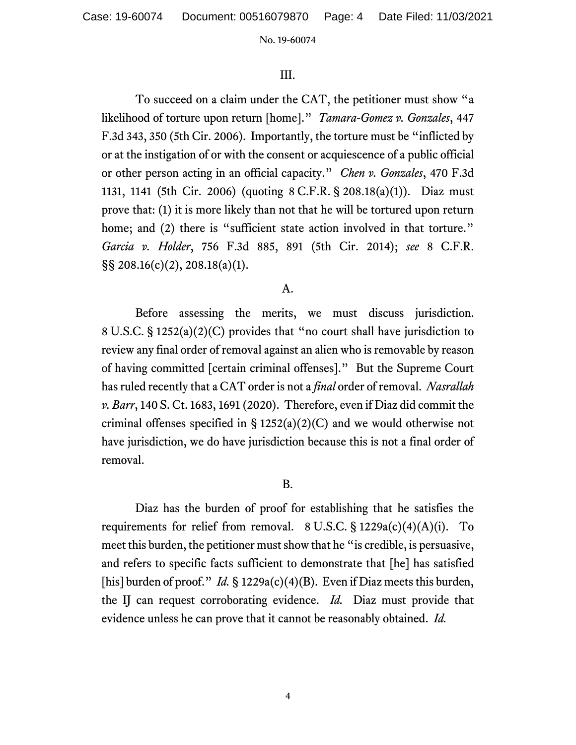## III.

To succeed on a claim under the CAT, the petitioner must show "a likelihood of torture upon return [home]." *Tamara-Gomez v. Gonzales*, 447 F.3d 343, 350 (5th Cir. 2006). Importantly, the torture must be "inflicted by or at the instigation of or with the consent or acquiescence of a public official or other person acting in an official capacity." *Chen v. Gonzales*, 470 F.3d 1131, 1141 (5th Cir. 2006) (quoting 8 C.F.R. § 208.18(a)(1)). Diaz must prove that: (1) it is more likely than not that he will be tortured upon return home; and (2) there is "sufficient state action involved in that torture." *Garcia v. Holder*, 756 F.3d 885, 891 (5th Cir. 2014); *see* 8 C.F.R. §§ 208.16(c)(2), 208.18(a)(1).

### A.

Before assessing the merits, we must discuss jurisdiction. 8 U.S.C. § 1252(a)(2)(C) provides that "no court shall have jurisdiction to review any final order of removal against an alien who is removable by reason of having committed [certain criminal offenses]." But the Supreme Court has ruled recently that a CAT order is not a *final* order of removal. *Nasrallah v. Barr*, 140 S. Ct. 1683, 1691 (2020). Therefore, even if Diaz did commit the criminal offenses specified in § 1252(a)(2)(C) and we would otherwise not have jurisdiction, we do have jurisdiction because this is not a final order of removal.

### B.

Diaz has the burden of proof for establishing that he satisfies the requirements for relief from removal. 8 U.S.C. § 1229a(c)(4)(A)(i). To meet this burden, the petitioner must show that he "is credible, is persuasive, and refers to specific facts sufficient to demonstrate that [he] has satisfied [his] burden of proof." *Id.* § 1229a(c)(4)(B). Even if Diaz meets this burden, the IJ can request corroborating evidence. *Id.* Diaz must provide that evidence unless he can prove that it cannot be reasonably obtained. *Id.*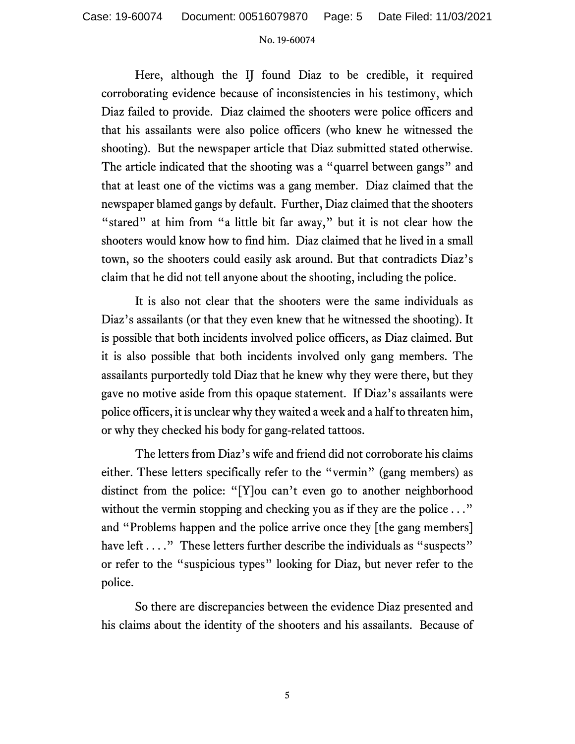Here, although the IJ found Diaz to be credible, it required corroborating evidence because of inconsistencies in his testimony, which Diaz failed to provide. Diaz claimed the shooters were police officers and that his assailants were also police officers (who knew he witnessed the shooting). But the newspaper article that Diaz submitted stated otherwise. The article indicated that the shooting was a "quarrel between gangs" and that at least one of the victims was a gang member. Diaz claimed that the newspaper blamed gangs by default. Further, Diaz claimed that the shooters "stared" at him from "a little bit far away," but it is not clear how the shooters would know how to find him. Diaz claimed that he lived in a small town, so the shooters could easily ask around. But that contradicts Diaz's claim that he did not tell anyone about the shooting, including the police.

It is also not clear that the shooters were the same individuals as Diaz's assailants (or that they even knew that he witnessed the shooting). It is possible that both incidents involved police officers, as Diaz claimed. But it is also possible that both incidents involved only gang members. The assailants purportedly told Diaz that he knew why they were there, but they gave no motive aside from this opaque statement. If Diaz's assailants were police officers, it is unclear why they waited a week and a half to threaten him, or why they checked his body for gang-related tattoos.

The letters from Diaz's wife and friend did not corroborate his claims either. These letters specifically refer to the "vermin" (gang members) as distinct from the police: "[Y]ou can't even go to another neighborhood without the vermin stopping and checking you as if they are the police . . ." and "Problems happen and the police arrive once they [the gang members] have left . . . ." These letters further describe the individuals as "suspects" or refer to the "suspicious types" looking for Diaz, but never refer to the police.

So there are discrepancies between the evidence Diaz presented and his claims about the identity of the shooters and his assailants. Because of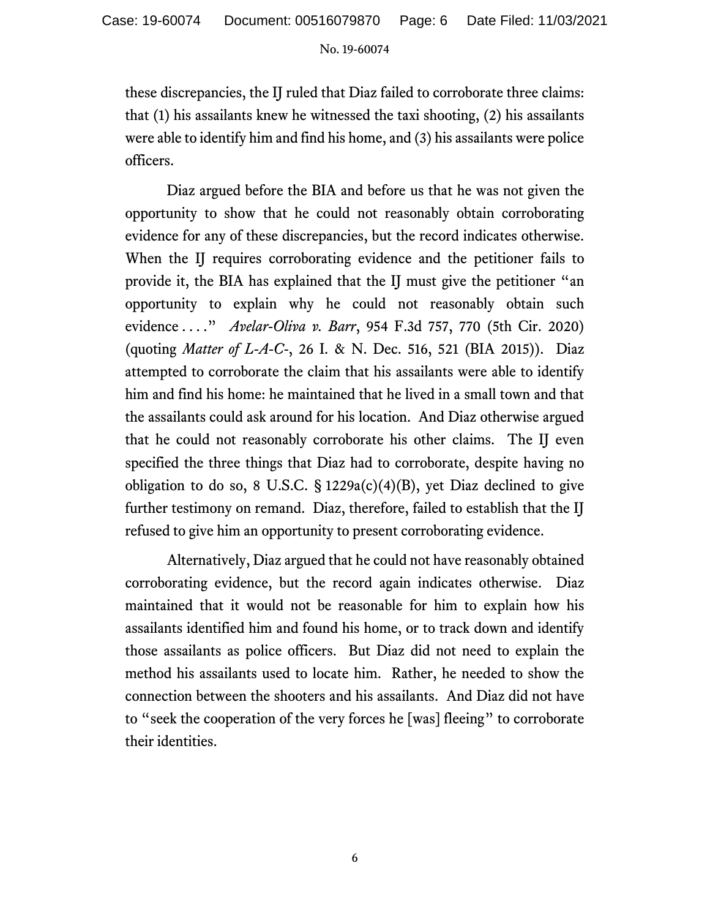these discrepancies, the IJ ruled that Diaz failed to corroborate three claims: that (1) his assailants knew he witnessed the taxi shooting, (2) his assailants were able to identify him and find his home, and (3) his assailants were police officers.

Diaz argued before the BIA and before us that he was not given the opportunity to show that he could not reasonably obtain corroborating evidence for any of these discrepancies, but the record indicates otherwise. When the IJ requires corroborating evidence and the petitioner fails to provide it, the BIA has explained that the IJ must give the petitioner "an opportunity to explain why he could not reasonably obtain such evidence . . . ." *Avelar-Oliva v. Barr*, 954 F.3d 757, 770 (5th Cir. 2020) (quoting *Matter of L-A-C-*, 26 I. & N. Dec. 516, 521 (BIA 2015)). Diaz attempted to corroborate the claim that his assailants were able to identify him and find his home: he maintained that he lived in a small town and that the assailants could ask around for his location. And Diaz otherwise argued that he could not reasonably corroborate his other claims. The IJ even specified the three things that Diaz had to corroborate, despite having no obligation to do so, 8 U.S.C. § 1229a(c)(4)(B), yet Diaz declined to give further testimony on remand. Diaz, therefore, failed to establish that the IJ refused to give him an opportunity to present corroborating evidence.

Alternatively, Diaz argued that he could not have reasonably obtained corroborating evidence, but the record again indicates otherwise. Diaz maintained that it would not be reasonable for him to explain how his assailants identified him and found his home, or to track down and identify those assailants as police officers. But Diaz did not need to explain the method his assailants used to locate him. Rather, he needed to show the connection between the shooters and his assailants. And Diaz did not have to "seek the cooperation of the very forces he [was] fleeing" to corroborate their identities.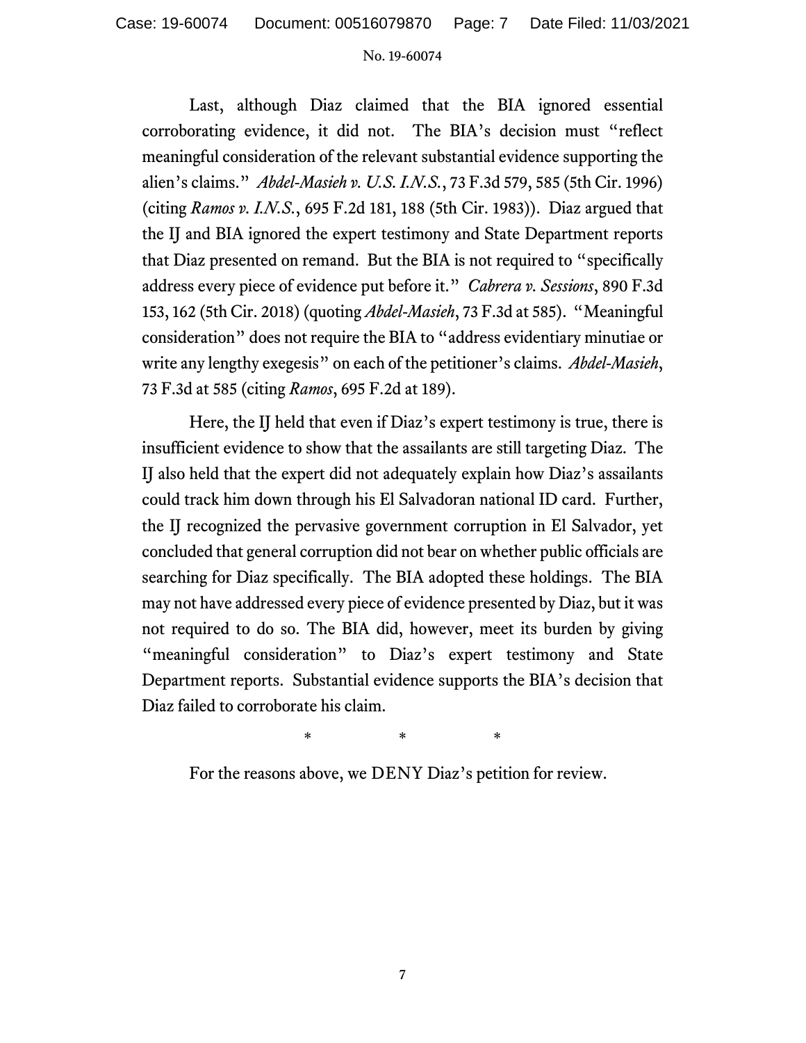Last, although Diaz claimed that the BIA ignored essential corroborating evidence, it did not. The BIA's decision must "reflect meaningful consideration of the relevant substantial evidence supporting the alien's claims." *Abdel-Masieh v. U.S. I.N.S.*, 73 F.3d 579, 585 (5th Cir. 1996) (citing *Ramos v. I.N.S.*, 695 F.2d 181, 188 (5th Cir. 1983)). Diaz argued that the IJ and BIA ignored the expert testimony and State Department reports that Diaz presented on remand. But the BIA is not required to "specifically address every piece of evidence put before it." *Cabrera v. Sessions*, 890 F.3d 153, 162 (5th Cir. 2018) (quoting *Abdel-Masieh*, 73 F.3d at 585). "Meaningful consideration" does not require the BIA to "address evidentiary minutiae or write any lengthy exegesis" on each of the petitioner's claims. *Abdel-Masieh*, 73 F.3d at 585 (citing *Ramos*, 695 F.2d at 189).

Here, the IJ held that even if Diaz's expert testimony is true, there is insufficient evidence to show that the assailants are still targeting Diaz. The IJ also held that the expert did not adequately explain how Diaz's assailants could track him down through his El Salvadoran national ID card. Further, the IJ recognized the pervasive government corruption in El Salvador, yet concluded that general corruption did not bear on whether public officials are searching for Diaz specifically. The BIA adopted these holdings. The BIA may not have addressed every piece of evidence presented by Diaz, but it was not required to do so. The BIA did, however, meet its burden by giving "meaningful consideration" to Diaz's expert testimony and State Department reports. Substantial evidence supports the BIA's decision that Diaz failed to corroborate his claim.

\* \* \*

For the reasons above, we DENY Diaz's petition for review.